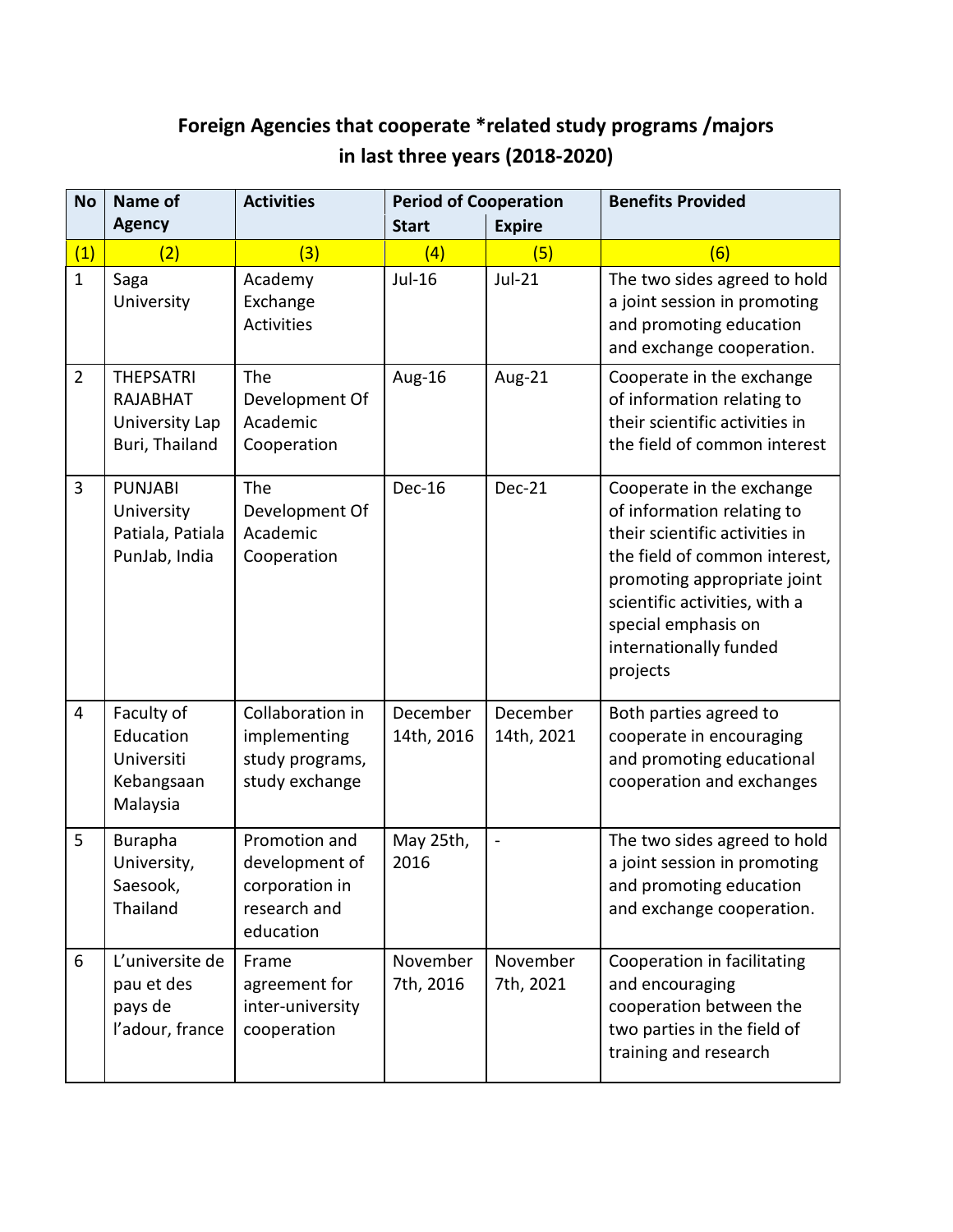## Foreign Agencies that cooperate *related study programs /majors in last three years (2018-2020)

| No | Name of Agency | Activities | Period of Cooperation | | Benefits Provided |
|---|---|---|---|---|---|
| | | | Start | Expire | |
| (1) | (2) | (3) | (4) | (5) | (6) |
| 1 | Saga University | Academy Exchange Activities | Jul-16 | Jul-21 | The two sides agreed to hold a joint session in promoting and promoting education and exchange cooperation. |
| 2 | THEPSATRI RAJABHAT University Lap Buri, Thailand | The Development Of Academic Cooperation | Aug-16 | Aug-21 | Cooperate in the exchange of information relating to their scientific activities in the field of common interest |
| 3 | PUNJABI University Patiala, Patiala PunJab, India | The Development Of Academic Cooperation | Dec-16 | Dec-21 | Cooperate in the exchange of information relating to their scientific activities in the field of common interest, promoting appropriate joint scientific activities, with a special emphasis on internationally funded projects |
| 4 | Faculty of Education Universiti Kebangsaan Malaysia | Collaboration in implementing study programs, study exchange | December 14th, 2016 | December 14th, 2021 | Both parties agreed to cooperate in encouraging and promoting educational cooperation and exchanges |
| 5 | Burapha University, Saesook, Thailand | Promotion and development of corporation in research and education | May 25th, 2016 | - | The two sides agreed to hold a joint session in promoting and promoting education and exchange cooperation. |
| 6 | L'universite de pau et des pays de l'adour, france | Frame agreement for inter-university cooperation | November 7th, 2016 | November 7th, 2021 | Cooperation in facilitating and encouraging cooperation between the two parties in the field of training and research |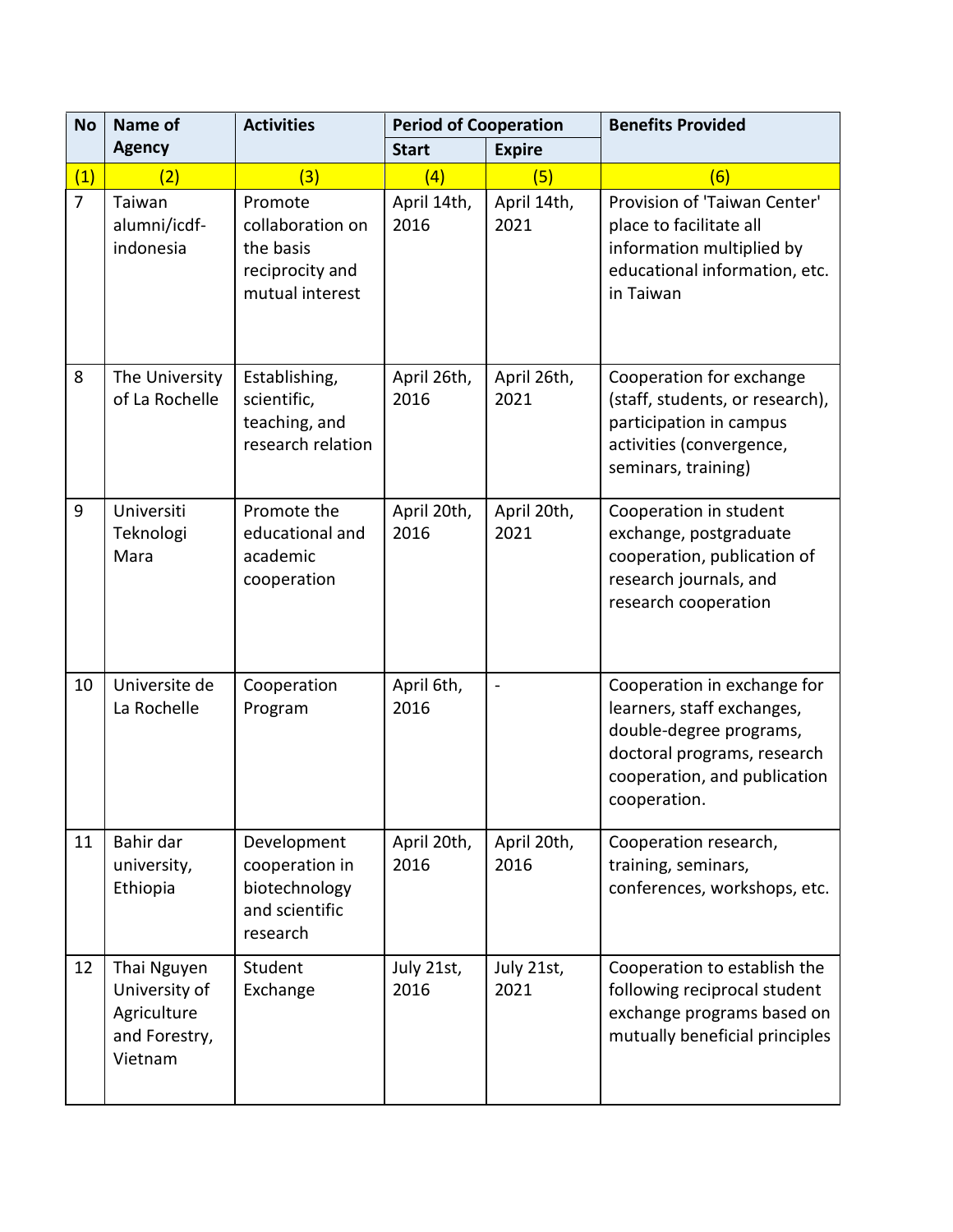| No | Name of Agency | Activities | Period of Cooperation | | Benefits Provided |
|---|---|---|---|---|---|
| | | | Start | Expire | |
| (1) | (2) | (3) | (4) | (5) | (6) |
| 7 | Taiwan alumni/icdf-indonesia | Promote collaboration on the basis reciprocity and mutual interest | April 14th, 2016 | April 14th, 2021 | Provision of 'Taiwan Center' place to facilitate all information multiplied by educational information, etc. in Taiwan |
| 8 | The University of La Rochelle | Establishing, scientific, teaching, and research relation | April 26th, 2016 | April 26th, 2021 | Cooperation for exchange (staff, students, or research), participation in campus activities (convergence, seminars, training) |
| 9 | Universiti Teknologi Mara | Promote the educational and academic cooperation | April 20th, 2016 | April 20th, 2021 | Cooperation in student exchange, postgraduate cooperation, publication of research journals, and research cooperation |
| 10 | Universite de La Rochelle | Cooperation Program | April 6th, 2016 | - | Cooperation in exchange for learners, staff exchanges, double-degree programs, doctoral programs, research cooperation, and publication cooperation. |
| 11 | Bahir dar university, Ethiopia | Development cooperation in biotechnology and scientific research | April 20th, 2016 | April 20th, 2016 | Cooperation research, training, seminars, conferences, workshops, etc. |
| 12 | Thai Nguyen University of Agriculture and Forestry, Vietnam | Student Exchange | July 21st, 2016 | July 21st, 2021 | Cooperation to establish the following reciprocal student exchange programs based on mutually beneficial principles |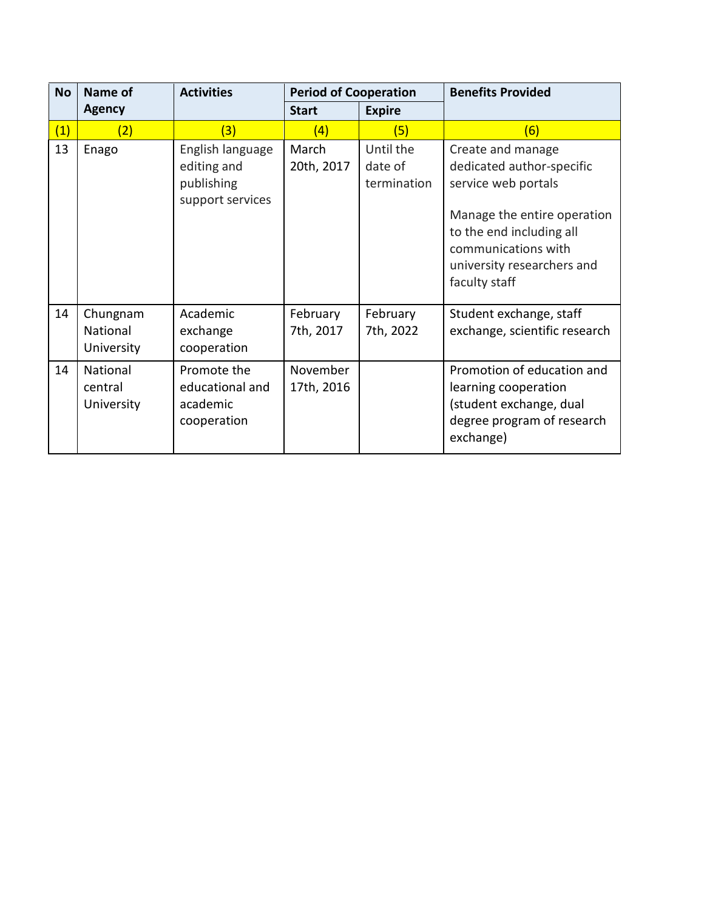| No | Name of Agency | Activities | Period of Cooperation | | Benefits Provided |
|---|---|---|---|---|---|
| | | | Start | Expire | |
| (1) | (2) | (3) | (4) | (5) | (6) |
| 13 | Enago | English language editing and publishing support services | March 20th, 2017 | Until the date of termination | Create and manage dedicated author-specific service web portals<br><br>Manage the entire operation to the end including all communications with university researchers and faculty staff |
| 14 | Chungnam National University | Academic exchange cooperation | February 7th, 2017 | February 7th, 2022 | Student exchange, staff exchange, scientific research |
| 14 | National central University | Promote the educational and academic cooperation | November 17th, 2016 | | Promotion of education and learning cooperation (student exchange, dual degree program of research exchange) |